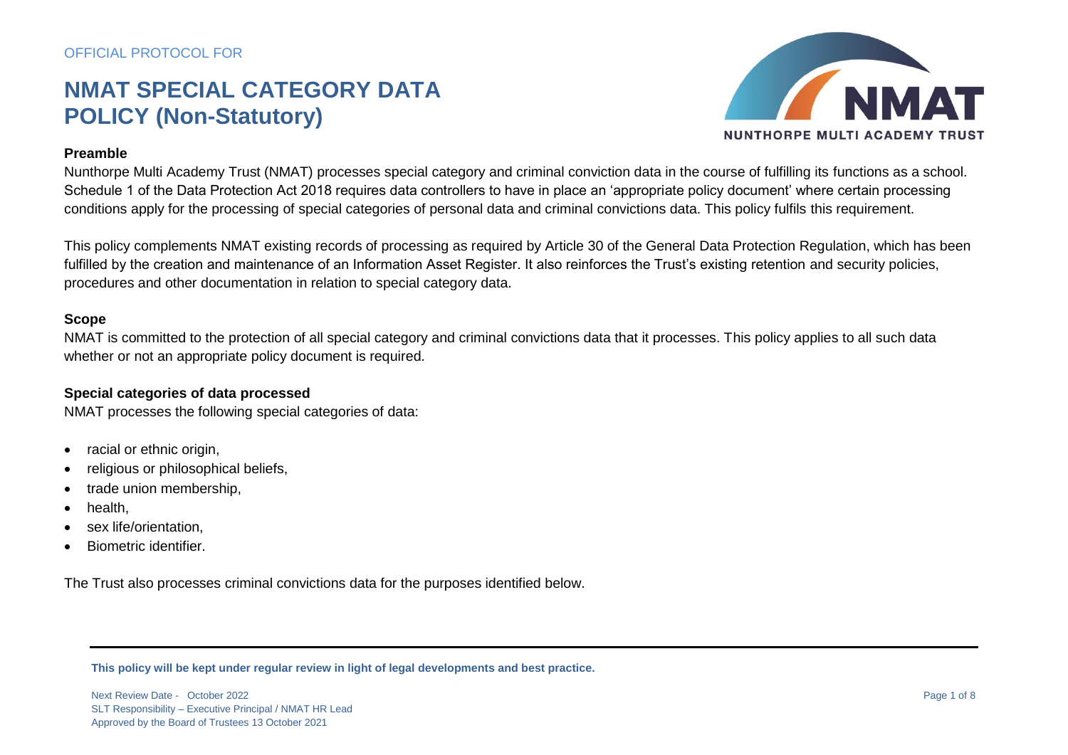OFFICIAL PROTOCOL FOR

# NMAT SPECIAL CATEGORY DATA POLICY (Non-Statutory)

### Preamble

Nunthorpe Multi Academy Trust (NMAT) processes special category and criminal conviction data in the course of fulfilling its functions as a school. Schedule 1 of the Data Protection Act 2018 requires data controllers to have in place an 'appropriate policy document' where certain processing conditions apply for the processing of special categories of personal data and criminal convictions data. This policy fulfils this requirement.

This policy complements NMAT existing records of processing as required by Article 30 of the General Data Protection Regulation, which has been fulfilled by the creation and maintenance of an Information Asset Register. It also reinforces the Trust's existing retention and security policies, procedures and other documentation in relation to special category data.

### Scope

NMAT is committed to the protection of all special category and criminal convictions data that it processes. This policy applies to all such data whether or not an appropriate policy document is required.

### Special categories of data processed

NMAT processes the following special categories of data:

- racial or ethnic origin,
- religious or philosophical beliefs,
- trade union membership,
- health,
- sex life/orientation,
- Biometric identifier.

The Trust also processes criminal convictions data for the purposes identified below.

**This policy will be kept under regular review in light of legal developments and best practice.**

Next Review Date - October 2022
SLT Responsibility – Executive Principal / NMAT HR Lead
Approved by the Board of Trustees 13 October 2021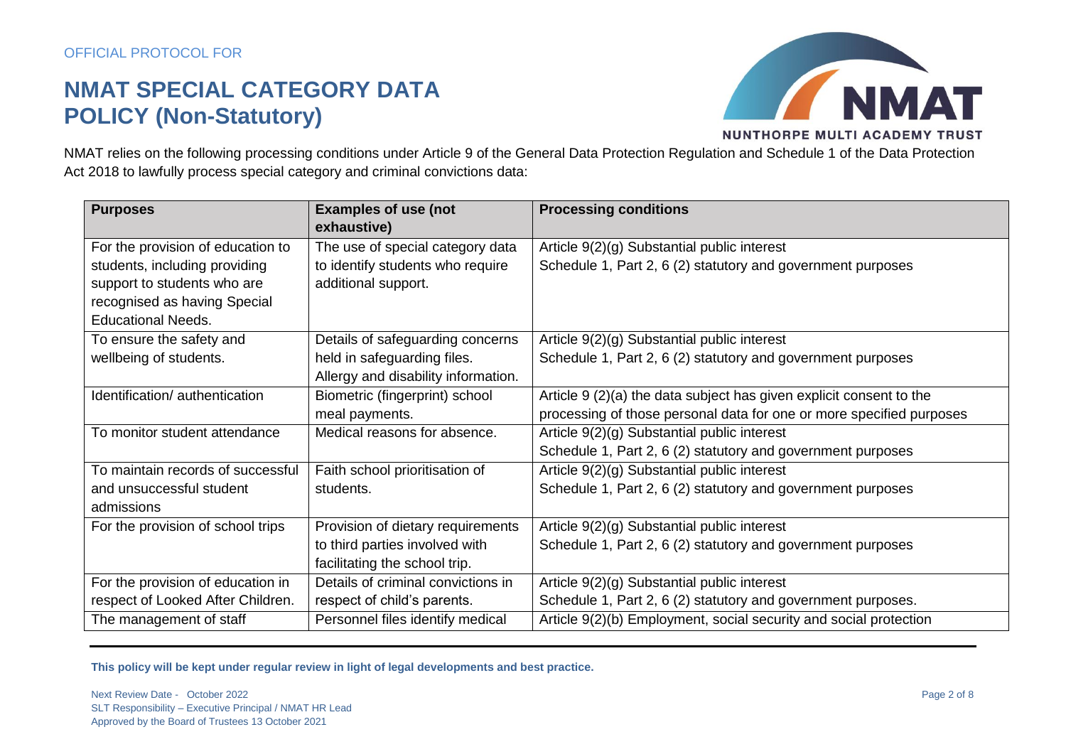OFFICIAL PROTOCOL FOR

# NMAT SPECIAL CATEGORY DATA POLICY (Non-Statutory)

NMAT relies on the following processing conditions under Article 9 of the General Data Protection Regulation and Schedule 1 of the Data Protection Act 2018 to lawfully process special category and criminal convictions data:

| Purposes | Examples of use (not exhaustive) | Processing conditions |
|---|---|---|
| For the provision of education to students, including providing support to students who are recognised as having Special Educational Needs. | The use of special category data to identify students who require additional support. | Article 9(2)(g) Substantial public interest<br>Schedule 1, Part 2, 6 (2) statutory and government purposes |
| To ensure the safety and wellbeing of students. | Details of safeguarding concerns held in safeguarding files.<br>Allergy and disability information. | Article 9(2)(g) Substantial public interest<br>Schedule 1, Part 2, 6 (2) statutory and government purposes |
| Identification/ authentication | Biometric (fingerprint) school meal payments. | Article 9 (2)(a) the data subject has given explicit consent to the processing of those personal data for one or more specified purposes |
| To monitor student attendance | Medical reasons for absence. | Article 9(2)(g) Substantial public interest<br>Schedule 1, Part 2, 6 (2) statutory and government purposes |
| To maintain records of successful and unsuccessful student admissions | Faith school prioritisation of students. | Article 9(2)(g) Substantial public interest<br>Schedule 1, Part 2, 6 (2) statutory and government purposes |
| For the provision of school trips | Provision of dietary requirements to third parties involved with facilitating the school trip. | Article 9(2)(g) Substantial public interest<br>Schedule 1, Part 2, 6 (2) statutory and government purposes |
| For the provision of education in respect of Looked After Children. | Details of criminal convictions in respect of child's parents. | Article 9(2)(g) Substantial public interest<br>Schedule 1, Part 2, 6 (2) statutory and government purposes. |
| The management of staff | Personnel files identify medical | Article 9(2)(b) Employment, social security and social protection |

**This policy will be kept under regular review in light of legal developments and best practice.**

Next Review Date - October 2022
SLT Responsibility – Executive Principal / NMAT HR Lead
Approved by the Board of Trustees 13 October 2021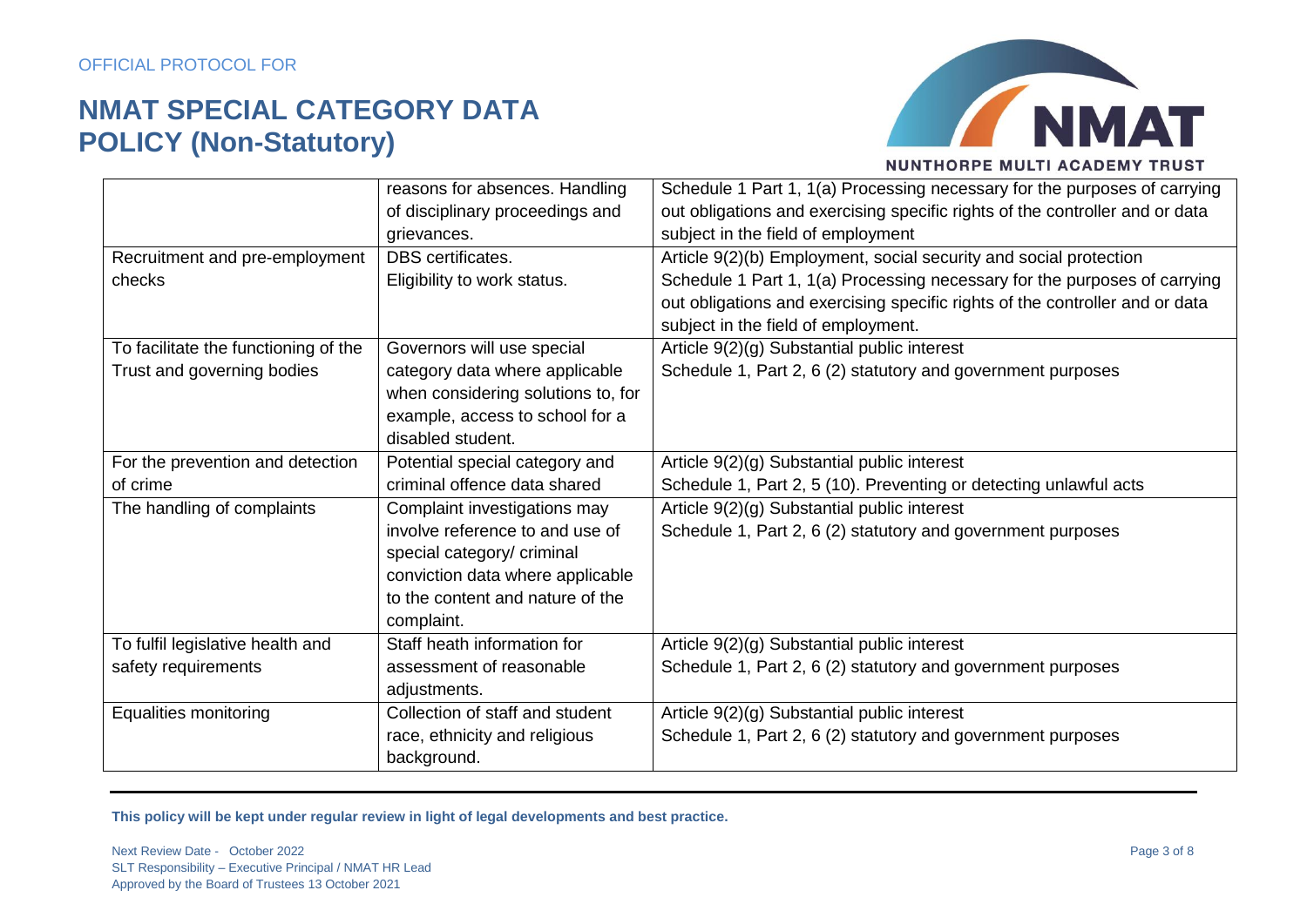|  |  |  |
|---|---|---|
|  | reasons for absences. Handling of disciplinary proceedings and grievances. | Schedule 1 Part 1, 1(a) Processing necessary for the purposes of carrying out obligations and exercising specific rights of the controller and or data subject in the field of employment |
| Recruitment and pre-employment checks | DBS certificates. Eligibility to work status. | Article 9(2)(b) Employment, social security and social protection Schedule 1 Part 1, 1(a) Processing necessary for the purposes of carrying out obligations and exercising specific rights of the controller and or data subject in the field of employment. |
| To facilitate the functioning of the Trust and governing bodies | Governors will use special category data where applicable when considering solutions to, for example, access to school for a disabled student. | Article 9(2)(g) Substantial public interest Schedule 1, Part 2, 6 (2) statutory and government purposes |
| For the prevention and detection of crime | Potential special category and criminal offence data shared | Article 9(2)(g) Substantial public interest Schedule 1, Part 2, 5 (10). Preventing or detecting unlawful acts |
| The handling of complaints | Complaint investigations may involve reference to and use of special category/ criminal conviction data where applicable to the content and nature of the complaint. | Article 9(2)(g) Substantial public interest Schedule 1, Part 2, 6 (2) statutory and government purposes |
| To fulfil legislative health and safety requirements | Staff heath information for assessment of reasonable adjustments. | Article 9(2)(g) Substantial public interest Schedule 1, Part 2, 6 (2) statutory and government purposes |
| Equalities monitoring | Collection of staff and student race, ethnicity and religious background. | Article 9(2)(g) Substantial public interest Schedule 1, Part 2, 6 (2) statutory and government purposes |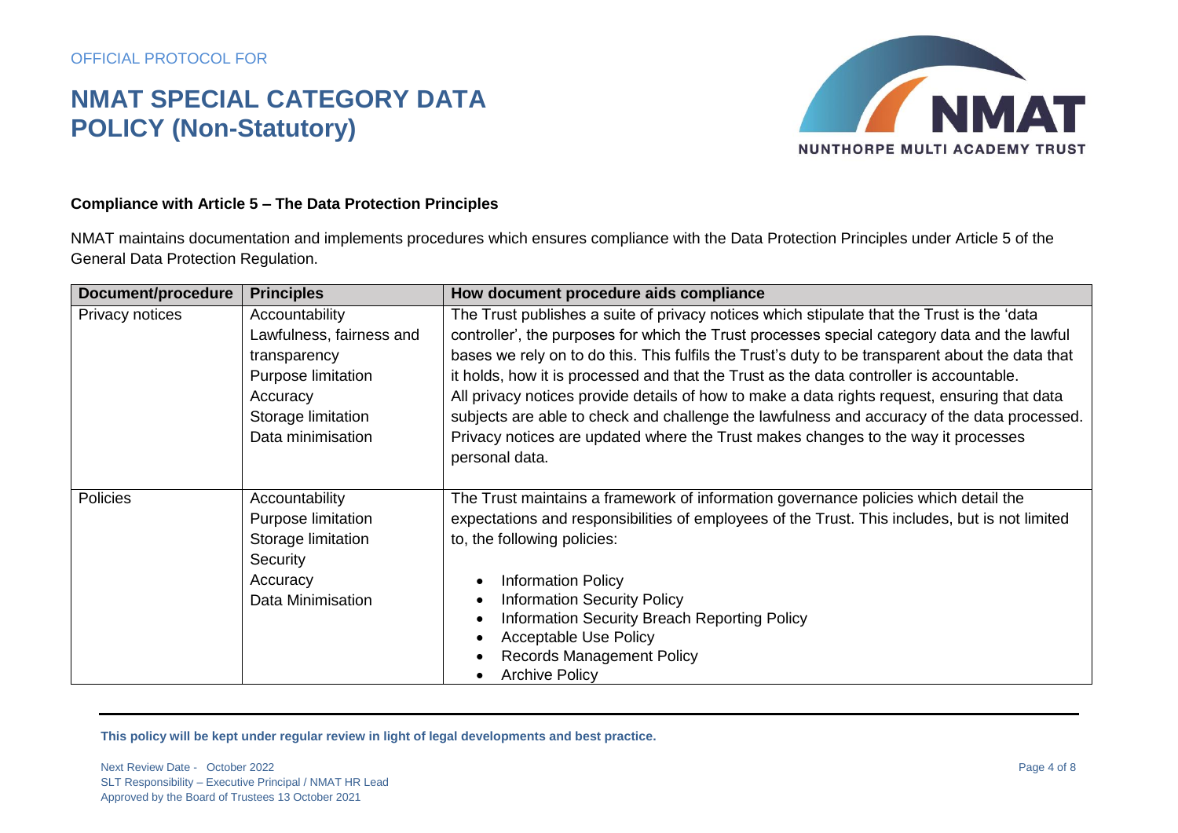### Compliance with Article 5 – The Data Protection Principles

NMAT maintains documentation and implements procedures which ensures compliance with the Data Protection Principles under Article 5 of the General Data Protection Regulation.

| Document/procedure | Principles | How document procedure aids compliance |
|---|---|---|
| Privacy notices | Accountability<br>Lawfulness, fairness and transparency<br>Purpose limitation<br>Accuracy<br>Storage limitation<br>Data minimisation | The Trust publishes a suite of privacy notices which stipulate that the Trust is the 'data controller', the purposes for which the Trust processes special category data and the lawful bases we rely on to do this. This fulfils the Trust's duty to be transparent about the data that it holds, how it is processed and that the Trust as the data controller is accountable.<br>All privacy notices provide details of how to make a data rights request, ensuring that data subjects are able to check and challenge the lawfulness and accuracy of the data processed.<br>Privacy notices are updated where the Trust makes changes to the way it processes personal data. |
| Policies | Accountability<br>Purpose limitation<br>Storage limitation<br>Security<br>Accuracy<br>Data Minimisation | The Trust maintains a framework of information governance policies which detail the expectations and responsibilities of employees of the Trust. This includes, but is not limited to, the following policies:<br>• Information Policy<br>• Information Security Policy<br>• Information Security Breach Reporting Policy<br>• Acceptable Use Policy<br>• Records Management Policy<br>• Archive Policy |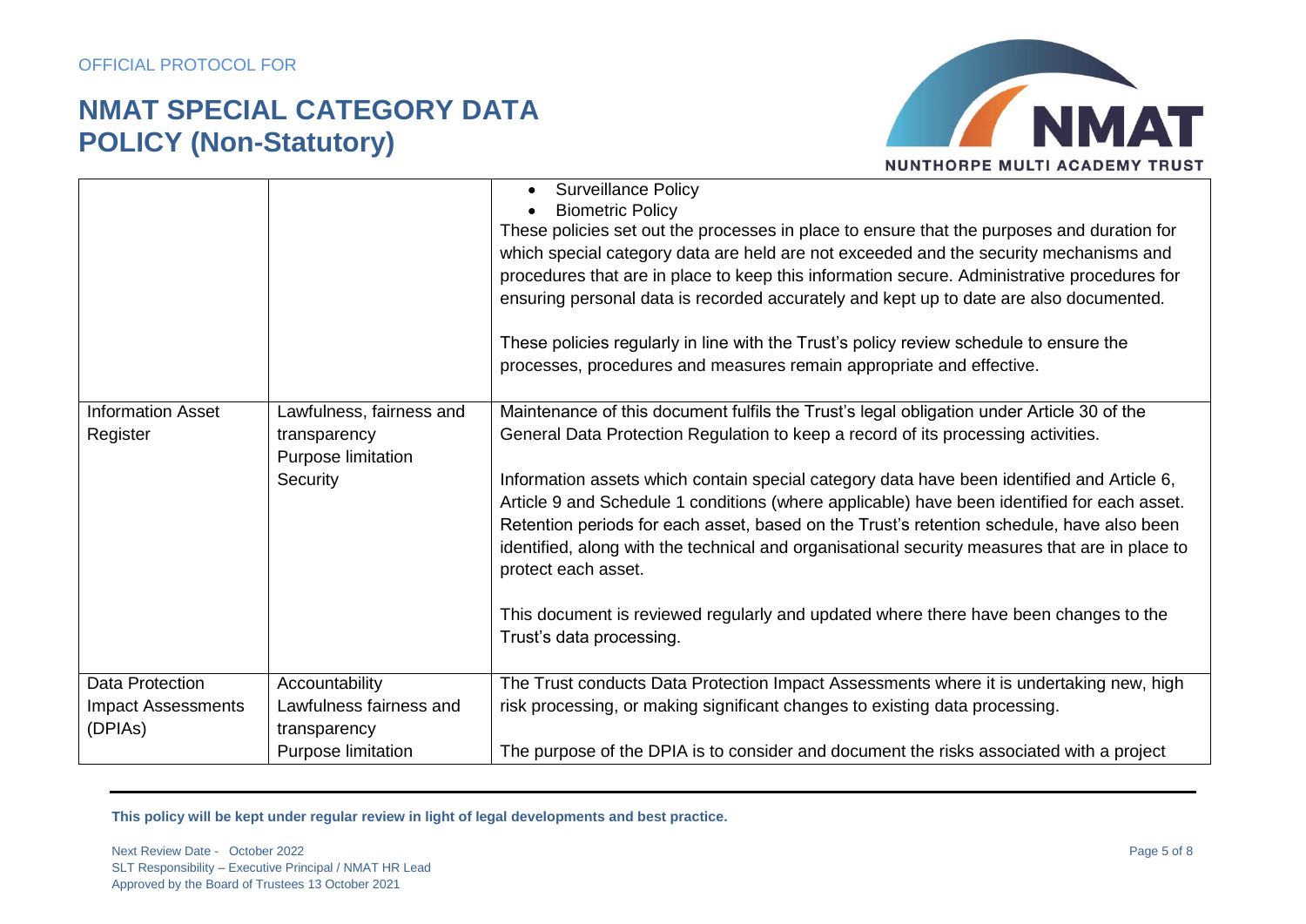|  |  | • Surveillance Policy<br>• Biometric Policy<br>These policies set out the processes in place to ensure that the purposes and duration for which special category data are held are not exceeded and the security mechanisms and procedures that are in place to keep this information secure. Administrative procedures for ensuring personal data is recorded accurately and kept up to date are also documented.<br><br>These policies regularly in line with the Trust's policy review schedule to ensure the processes, procedures and measures remain appropriate and effective. |
|---|---|---|
| Information Asset Register | Lawfulness, fairness and transparency<br>Purpose limitation<br>Security | Maintenance of this document fulfils the Trust's legal obligation under Article 30 of the General Data Protection Regulation to keep a record of its processing activities.<br><br>Information assets which contain special category data have been identified and Article 6, Article 9 and Schedule 1 conditions (where applicable) have been identified for each asset. Retention periods for each asset, based on the Trust's retention schedule, have also been identified, along with the technical and organisational security measures that are in place to protect each asset.<br><br>This document is reviewed regularly and updated where there have been changes to the Trust's data processing. |
| Data Protection Impact Assessments (DPIAs) | Accountability<br>Lawfulness fairness and transparency<br>Purpose limitation | The Trust conducts Data Protection Impact Assessments where it is undertaking new, high risk processing, or making significant changes to existing data processing.<br><br>The purpose of the DPIA is to consider and document the risks associated with a project |

**This policy will be kept under regular review in light of legal developments and best practice.**

Next Review Date - October 2022
SLT Responsibility – Executive Principal / NMAT HR Lead
Approved by the Board of Trustees 13 October 2021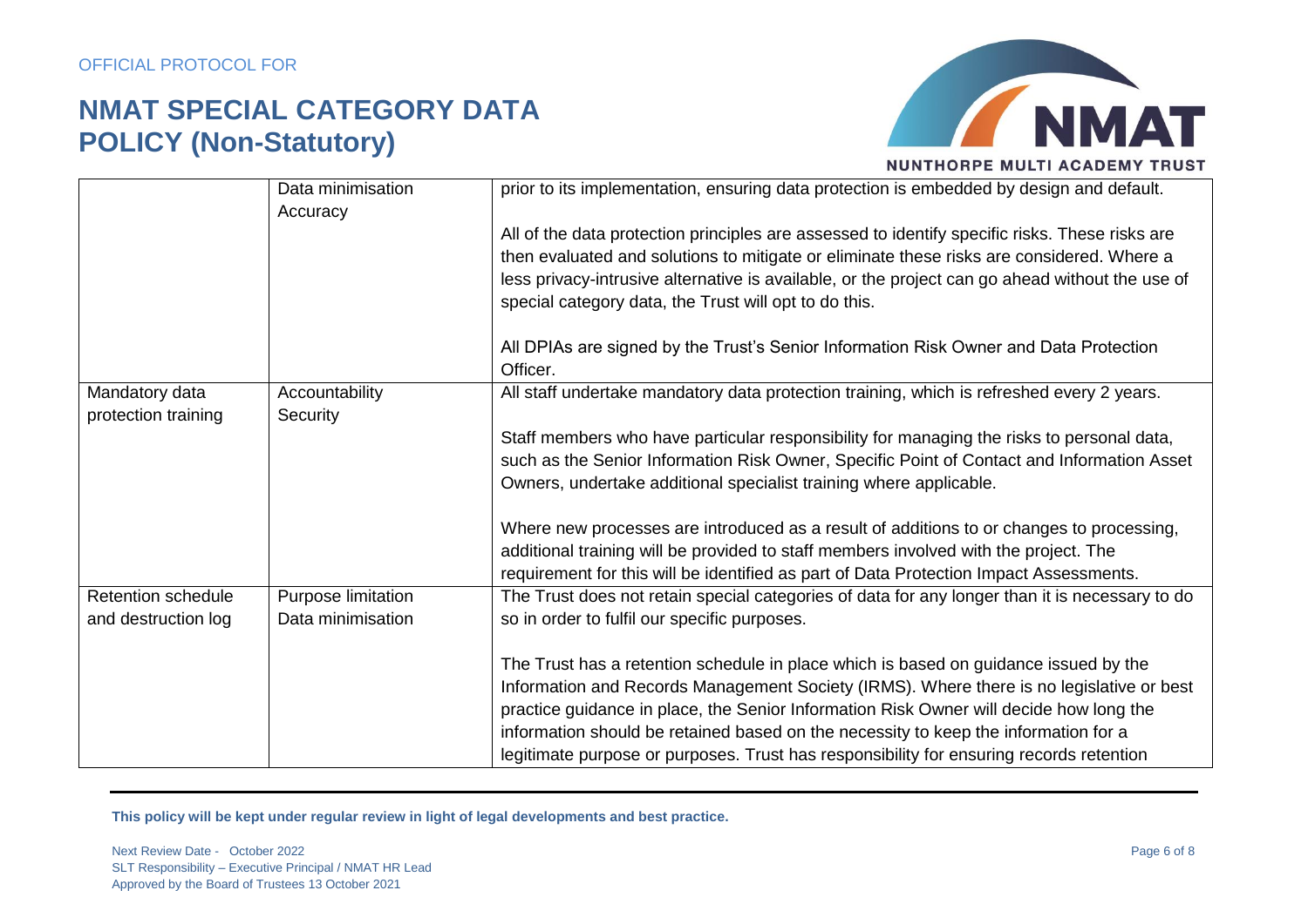|  |  |  |
|---|---|---|
|  | Data minimisation<br>Accuracy | prior to its implementation, ensuring data protection is embedded by design and default.<br><br>All of the data protection principles are assessed to identify specific risks. These risks are then evaluated and solutions to mitigate or eliminate these risks are considered. Where a less privacy-intrusive alternative is available, or the project can go ahead without the use of special category data, the Trust will opt to do this.<br><br>All DPIAs are signed by the Trust's Senior Information Risk Owner and Data Protection Officer. |
| Mandatory data protection training | Accountability<br>Security | All staff undertake mandatory data protection training, which is refreshed every 2 years.<br><br>Staff members who have particular responsibility for managing the risks to personal data, such as the Senior Information Risk Owner, Specific Point of Contact and Information Asset Owners, undertake additional specialist training where applicable.<br><br>Where new processes are introduced as a result of additions to or changes to processing, additional training will be provided to staff members involved with the project. The requirement for this will be identified as part of Data Protection Impact Assessments. |
| Retention schedule and destruction log | Purpose limitation<br>Data minimisation | The Trust does not retain special categories of data for any longer than it is necessary to do so in order to fulfil our specific purposes.<br><br>The Trust has a retention schedule in place which is based on guidance issued by the Information and Records Management Society (IRMS). Where there is no legislative or best practice guidance in place, the Senior Information Risk Owner will decide how long the information should be retained based on the necessity to keep the information for a legitimate purpose or purposes. Trust has responsibility for ensuring records retention |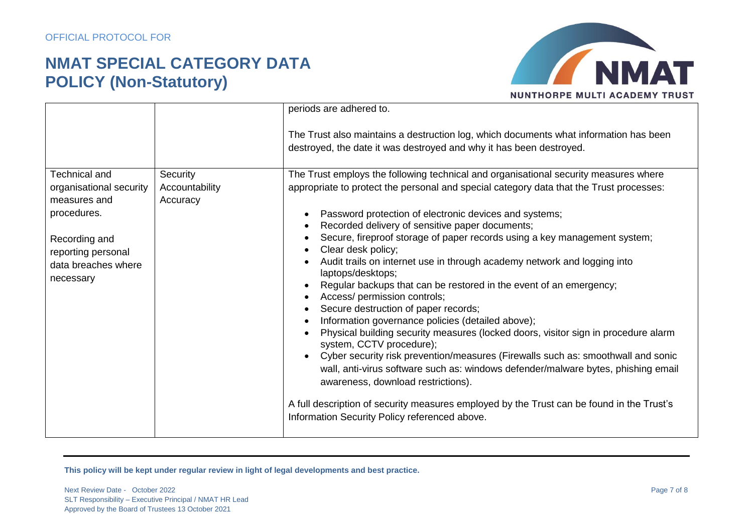| | | |
|---|---|---|
| | | periods are adhered to.<br><br>The Trust also maintains a destruction log, which documents what information has been destroyed, the date it was destroyed and why it has been destroyed. |
| Technical and organisational security measures and procedures.<br><br>Recording and reporting personal data breaches where necessary | Security<br>Accountability<br>Accuracy | The Trust employs the following technical and organisational security measures where appropriate to protect the personal and special category data that the Trust processes:<br><br>• Password protection of electronic devices and systems;<br>• Recorded delivery of sensitive paper documents;<br>• Secure, fireproof storage of paper records using a key management system;<br>• Clear desk policy;<br>• Audit trails on internet use in through academy network and logging into laptops/desktops;<br>• Regular backups that can be restored in the event of an emergency;<br>• Access/ permission controls;<br>• Secure destruction of paper records;<br>• Information governance policies (detailed above);<br>• Physical building security measures (locked doors, visitor sign in procedure alarm system, CCTV procedure);<br>• Cyber security risk prevention/measures (Firewalls such as: smoothwall and sonic wall, anti-virus software such as: windows defender/malware bytes, phishing email awareness, download restrictions).<br><br>A full description of security measures employed by the Trust can be found in the Trust's Information Security Policy referenced above. |

**This policy will be kept under regular review in light of legal developments and best practice.**

Next Review Date - October 2022
SLT Responsibility – Executive Principal / NMAT HR Lead
Approved by the Board of Trustees 13 October 2021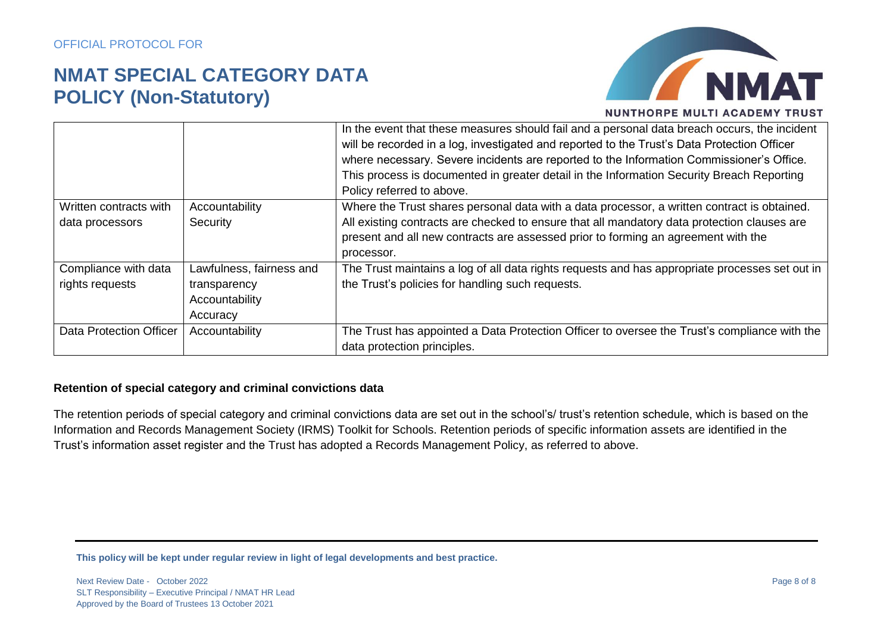| | | |
|---|---|---|
| | | In the event that these measures should fail and a personal data breach occurs, the incident will be recorded in a log, investigated and reported to the Trust's Data Protection Officer where necessary. Severe incidents are reported to the Information Commissioner's Office. This process is documented in greater detail in the Information Security Breach Reporting Policy referred to above. |
| Written contracts with data processors | Accountability<br>Security | Where the Trust shares personal data with a data processor, a written contract is obtained. All existing contracts are checked to ensure that all mandatory data protection clauses are present and all new contracts are assessed prior to forming an agreement with the processor. |
| Compliance with data rights requests | Lawfulness, fairness and transparency<br>Accountability<br>Accuracy | The Trust maintains a log of all data rights requests and has appropriate processes set out in the Trust's policies for handling such requests. |
| Data Protection Officer | Accountability | The Trust has appointed a Data Protection Officer to oversee the Trust's compliance with the data protection principles. |

**Retention of special category and criminal convictions data**

The retention periods of special category and criminal convictions data are set out in the school's/ trust's retention schedule, which is based on the Information and Records Management Society (IRMS) Toolkit for Schools. Retention periods of specific information assets are identified in the Trust's information asset register and the Trust has adopted a Records Management Policy, as referred to above.